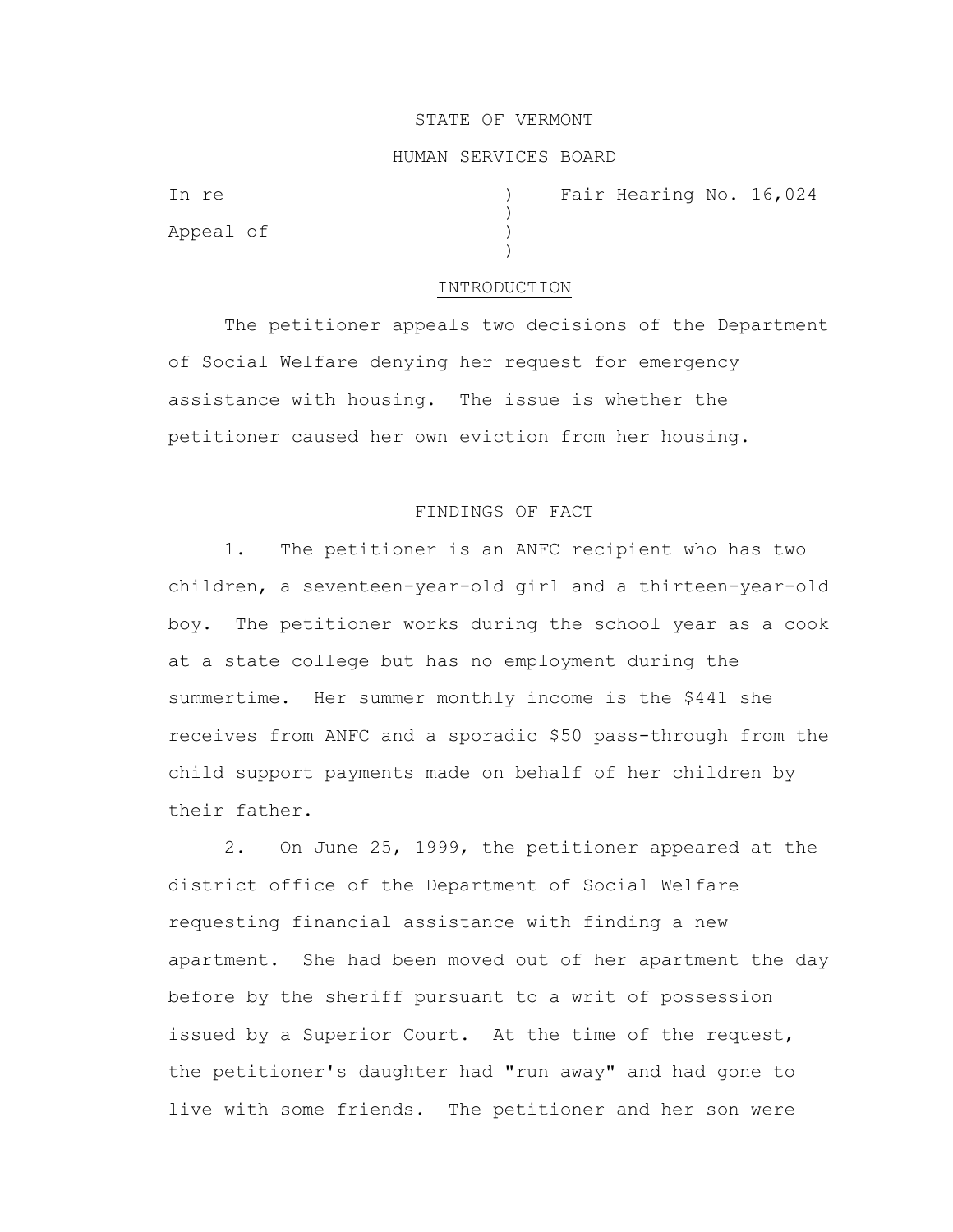STATE OF VERMONT

HUMAN SERVICES BOARD

In re ) Fair Hearing No. 16,024
)
Appeal of )
)

## INTRODUCTION

The petitioner appeals two decisions of the Department of Social Welfare denying her request for emergency assistance with housing. The issue is whether the petitioner caused her own eviction from her housing.

## FINDINGS OF FACT

1. The petitioner is an ANFC recipient who has two children, a seventeen-year-old girl and a thirteen-year-old boy. The petitioner works during the school year as a cook at a state college but has no employment during the summertime. Her summer monthly income is the $441 she receives from ANFC and a sporadic $50 pass-through from the child support payments made on behalf of her children by their father.

2. On June 25, 1999, the petitioner appeared at the district office of the Department of Social Welfare requesting financial assistance with finding a new apartment. She had been moved out of her apartment the day before by the sheriff pursuant to a writ of possession issued by a Superior Court. At the time of the request, the petitioner's daughter had "run away" and had gone to live with some friends. The petitioner and her son were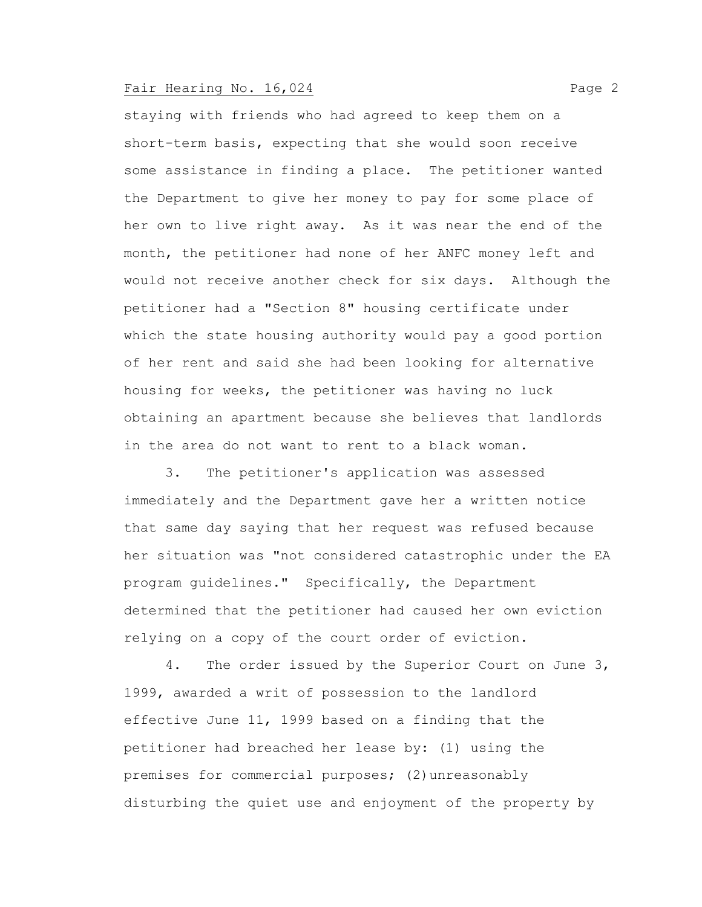staying with friends who had agreed to keep them on a short-term basis, expecting that she would soon receive some assistance in finding a place. The petitioner wanted the Department to give her money to pay for some place of her own to live right away. As it was near the end of the month, the petitioner had none of her ANFC money left and would not receive another check for six days. Although the petitioner had a "Section 8" housing certificate under which the state housing authority would pay a good portion of her rent and said she had been looking for alternative housing for weeks, the petitioner was having no luck obtaining an apartment because she believes that landlords in the area do not want to rent to a black woman.

3. The petitioner's application was assessed immediately and the Department gave her a written notice that same day saying that her request was refused because her situation was "not considered catastrophic under the EA program guidelines." Specifically, the Department determined that the petitioner had caused her own eviction relying on a copy of the court order of eviction.

4. The order issued by the Superior Court on June 3, 1999, awarded a writ of possession to the landlord effective June 11, 1999 based on a finding that the petitioner had breached her lease by: (1) using the premises for commercial purposes; (2) unreasonably disturbing the quiet use and enjoyment of the property by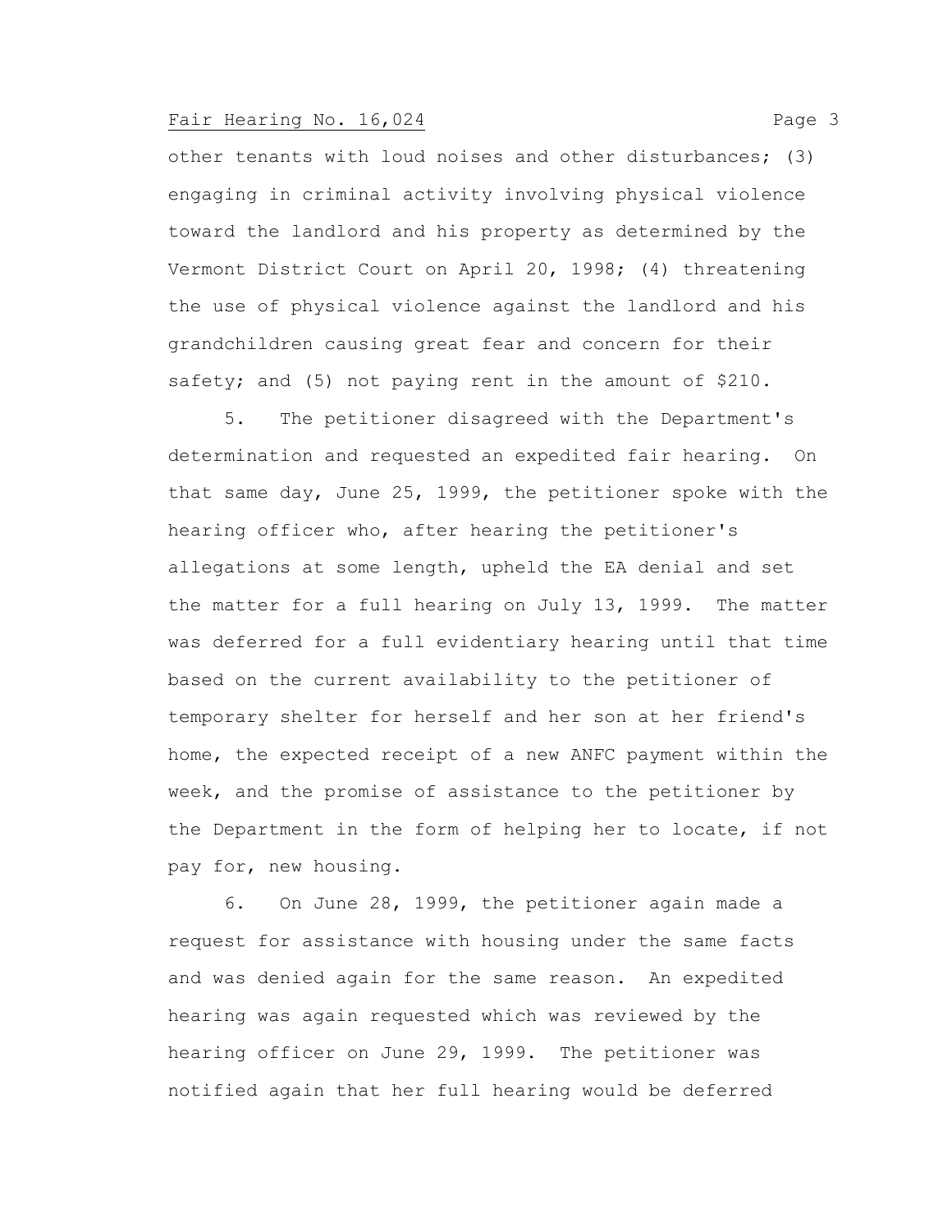other tenants with loud noises and other disturbances; (3) engaging in criminal activity involving physical violence toward the landlord and his property as determined by the Vermont District Court on April 20, 1998; (4) threatening the use of physical violence against the landlord and his grandchildren causing great fear and concern for their safety; and (5) not paying rent in the amount of $210.

5. The petitioner disagreed with the Department's determination and requested an expedited fair hearing. On that same day, June 25, 1999, the petitioner spoke with the hearing officer who, after hearing the petitioner's allegations at some length, upheld the EA denial and set the matter for a full hearing on July 13, 1999. The matter was deferred for a full evidentiary hearing until that time based on the current availability to the petitioner of temporary shelter for herself and her son at her friend's home, the expected receipt of a new ANFC payment within the week, and the promise of assistance to the petitioner by the Department in the form of helping her to locate, if not pay for, new housing.

6. On June 28, 1999, the petitioner again made a request for assistance with housing under the same facts and was denied again for the same reason. An expedited hearing was again requested which was reviewed by the hearing officer on June 29, 1999. The petitioner was notified again that her full hearing would be deferred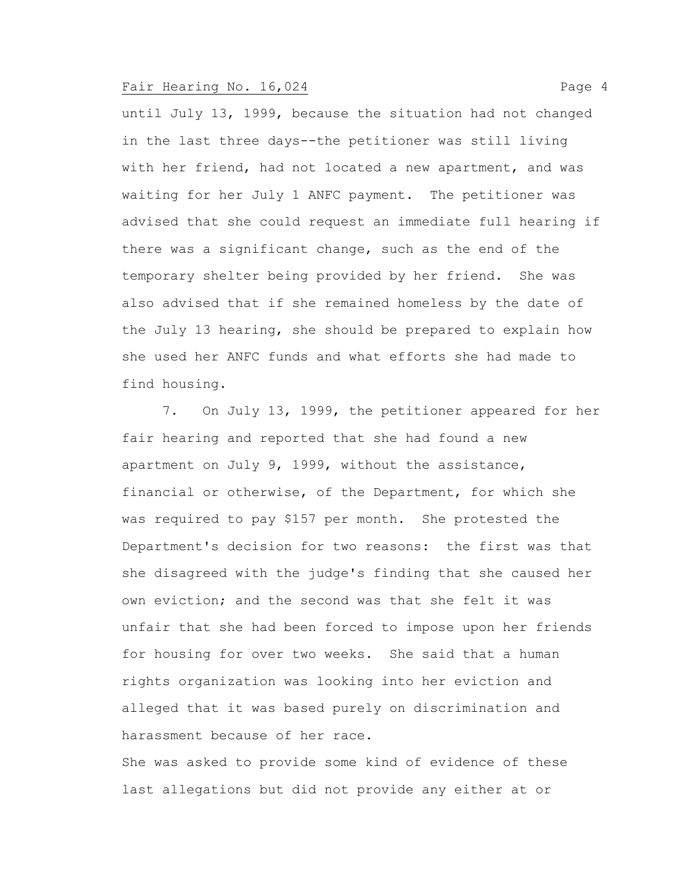until July 13, 1999, because the situation had not changed in the last three days--the petitioner was still living with her friend, had not located a new apartment, and was waiting for her July 1 ANFC payment. The petitioner was advised that she could request an immediate full hearing if there was a significant change, such as the end of the temporary shelter being provided by her friend. She was also advised that if she remained homeless by the date of the July 13 hearing, she should be prepared to explain how she used her ANFC funds and what efforts she had made to find housing.

7. On July 13, 1999, the petitioner appeared for her fair hearing and reported that she had found a new apartment on July 9, 1999, without the assistance, financial or otherwise, of the Department, for which she was required to pay $157 per month. She protested the Department's decision for two reasons: the first was that she disagreed with the judge's finding that she caused her own eviction; and the second was that she felt it was unfair that she had been forced to impose upon her friends for housing for over two weeks. She said that a human rights organization was looking into her eviction and alleged that it was based purely on discrimination and harassment because of her race.

She was asked to provide some kind of evidence of these last allegations but did not provide any either at or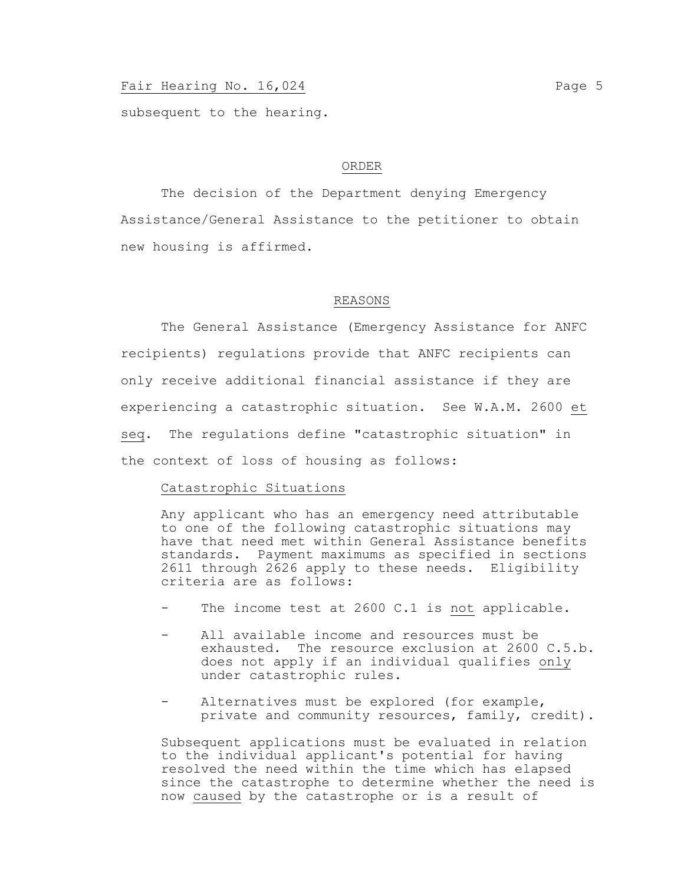subsequent to the hearing.

## ORDER

The decision of the Department denying Emergency Assistance/General Assistance to the petitioner to obtain new housing is affirmed.

## REASONS

The General Assistance (Emergency Assistance for ANFC recipients) regulations provide that ANFC recipients can only receive additional financial assistance if they are experiencing a catastrophic situation. See W.A.M. 2600 *et seq*. The regulations define "catastrophic situation" in the context of loss of housing as follows:

> Catastrophic Situations
>
> Any applicant who has an emergency need attributable to one of the following catastrophic situations may have that need met within General Assistance benefits standards. Payment maximums as specified in sections 2611 through 2626 apply to these needs. Eligibility criteria are as follows:
>
> - The income test at 2600 C.1 is *not* applicable.
> - All available income and resources must be exhausted. The resource exclusion at 2600 C.5.b. does not apply if an individual qualifies *only* under catastrophic rules.
> - Alternatives must be explored (for example, private and community resources, family, credit).
>
> Subsequent applications must be evaluated in relation to the individual applicant's potential for having resolved the need within the time which has elapsed since the catastrophe to determine whether the need is now *caused* by the catastrophe or is a result of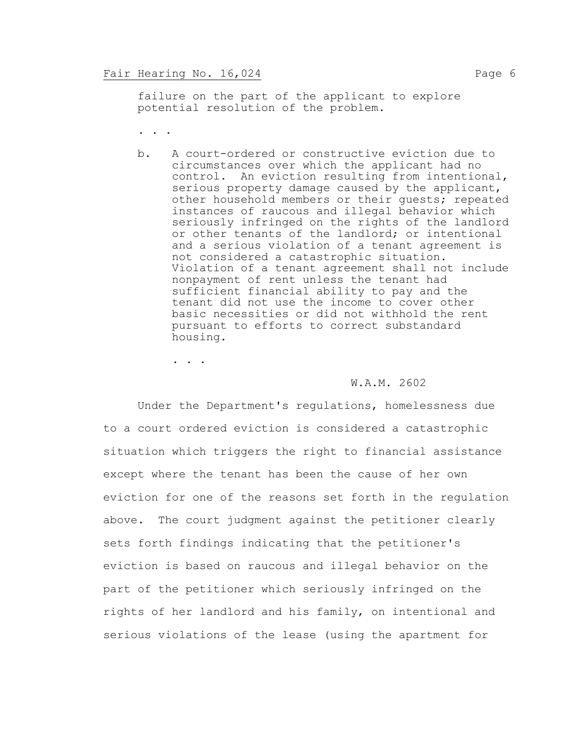> failure on the part of the applicant to explore potential resolution of the problem.
>
> . . .
>
> b. A court-ordered or constructive eviction due to circumstances over which the applicant had no control. An eviction resulting from intentional, serious property damage caused by the applicant, other household members or their guests; repeated instances of raucous and illegal behavior which seriously infringed on the rights of the landlord or other tenants of the landlord; or intentional and a serious violation of a tenant agreement is not considered a catastrophic situation. Violation of a tenant agreement shall not include nonpayment of rent unless the tenant had sufficient financial ability to pay and the tenant did not use the income to cover other basic necessities or did not withhold the rent pursuant to efforts to correct substandard housing.
>
> . . .
>
> W.A.M. 2602

Under the Department's regulations, homelessness due to a court ordered eviction is considered a catastrophic situation which triggers the right to financial assistance except where the tenant has been the cause of her own eviction for one of the reasons set forth in the regulation above. The court judgment against the petitioner clearly sets forth findings indicating that the petitioner's eviction is based on raucous and illegal behavior on the part of the petitioner which seriously infringed on the rights of her landlord and his family, on intentional and serious violations of the lease (using the apartment for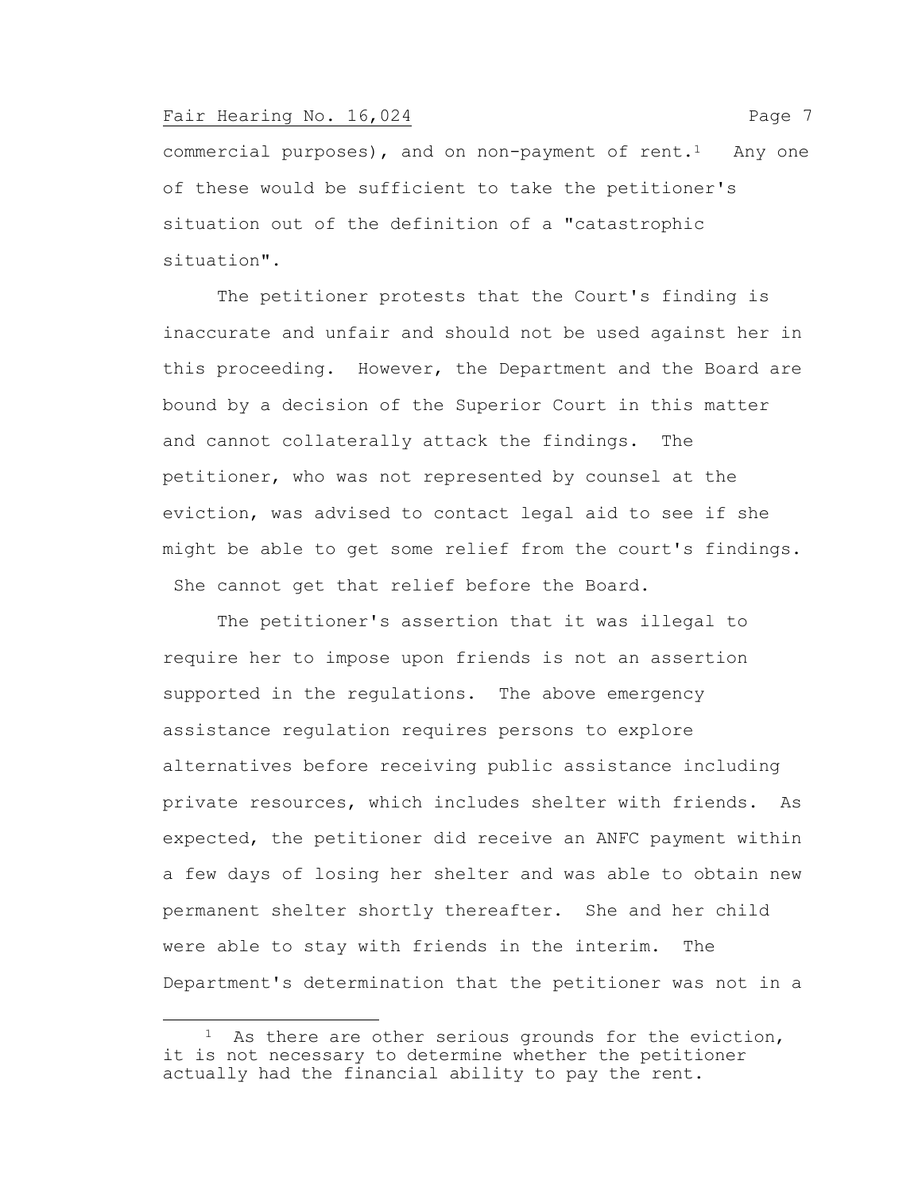commercial purposes), and on non-payment of rent.[1] Any one of these would be sufficient to take the petitioner's situation out of the definition of a "catastrophic situation".

The petitioner protests that the Court's finding is inaccurate and unfair and should not be used against her in this proceeding. However, the Department and the Board are bound by a decision of the Superior Court in this matter and cannot collaterally attack the findings. The petitioner, who was not represented by counsel at the eviction, was advised to contact legal aid to see if she might be able to get some relief from the court's findings. She cannot get that relief before the Board.

The petitioner's assertion that it was illegal to require her to impose upon friends is not an assertion supported in the regulations. The above emergency assistance regulation requires persons to explore alternatives before receiving public assistance including private resources, which includes shelter with friends. As expected, the petitioner did receive an ANFC payment within a few days of losing her shelter and was able to obtain new permanent shelter shortly thereafter. She and her child were able to stay with friends in the interim. The Department's determination that the petitioner was not in a

[1] As there are other serious grounds for the eviction, it is not necessary to determine whether the petitioner actually had the financial ability to pay the rent.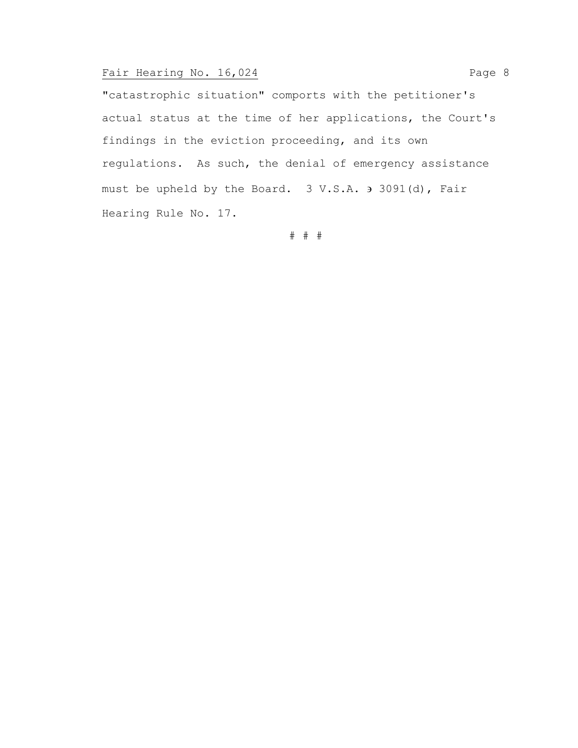"catastrophic situation" comports with the petitioner's actual status at the time of her applications, the Court's findings in the eviction proceeding, and its own regulations. As such, the denial of emergency assistance must be upheld by the Board. 3 V.S.A. э 3091(d), Fair Hearing Rule No. 17.

# # #